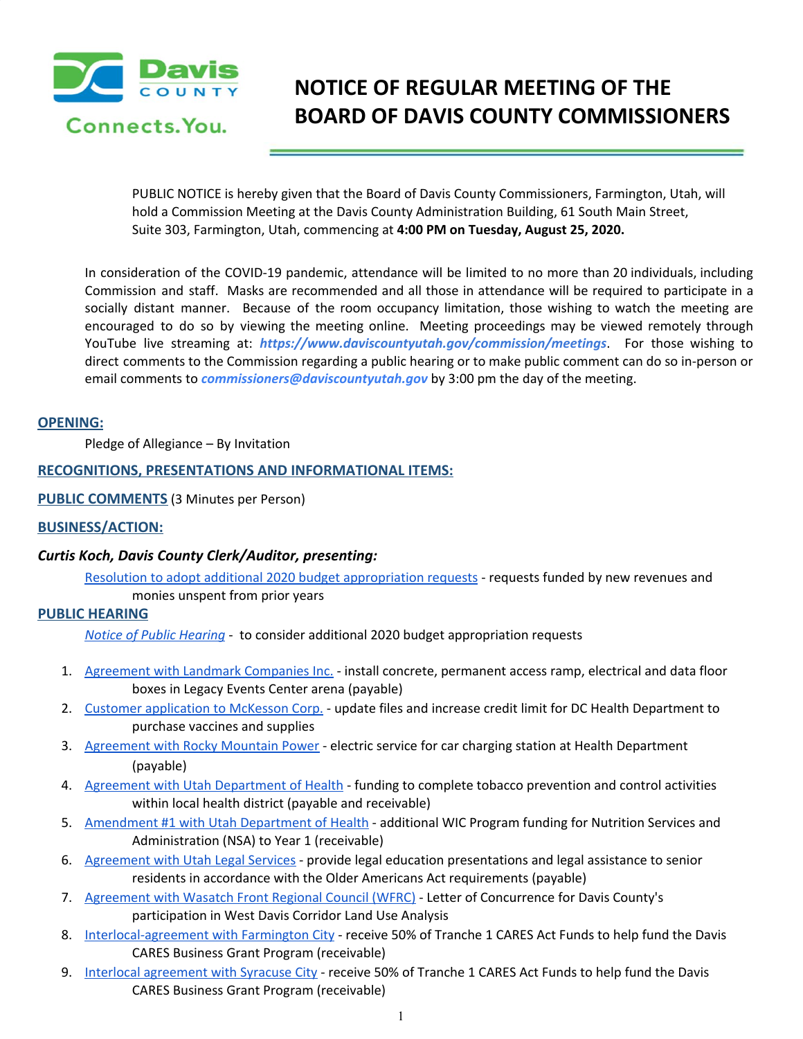Davis COUNTY Connects.You.

# NOTICE OF REGULAR MEETING OF THE BOARD OF DAVIS COUNTY COMMISSIONERS

PUBLIC NOTICE is hereby given that the Board of Davis County Commissioners, Farmington, Utah, will hold a Commission Meeting at the Davis County Administration Building, 61 South Main Street, Suite 303, Farmington, Utah, commencing at **4:00 PM on Tuesday, August 25, 2020.**

In consideration of the COVID-19 pandemic, attendance will be limited to no more than 20 individuals, including Commission and staff. Masks are recommended and all those in attendance will be required to participate in a socially distant manner. Because of the room occupancy limitation, those wishing to watch the meeting are encouraged to do so by viewing the meeting online. Meeting proceedings may be viewed remotely through YouTube live streaming at: ***https://www.daviscountyutah.gov/commission/meetings***. For those wishing to direct comments to the Commission regarding a public hearing or to make public comment can do so in-person or email comments to ***commissioners@daviscountyutah.gov*** by 3:00 pm the day of the meeting.

## OPENING:

Pledge of Allegiance – By Invitation

## RECOGNITIONS, PRESENTATIONS AND INFORMATIONAL ITEMS:

## PUBLIC COMMENTS (3 Minutes per Person)

## BUSINESS/ACTION:

***Curtis Koch, Davis County Clerk/Auditor, presenting:***

Resolution to adopt additional 2020 budget appropriation requests - requests funded by new revenues and monies unspent from prior years

## PUBLIC HEARING

*Notice of Public Hearing* - to consider additional 2020 budget appropriation requests

1. Agreement with Landmark Companies Inc. - install concrete, permanent access ramp, electrical and data floor boxes in Legacy Events Center arena (payable)
2. Customer application to McKesson Corp. - update files and increase credit limit for DC Health Department to purchase vaccines and supplies
3. Agreement with Rocky Mountain Power - electric service for car charging station at Health Department (payable)
4. Agreement with Utah Department of Health - funding to complete tobacco prevention and control activities within local health district (payable and receivable)
5. Amendment #1 with Utah Department of Health - additional WIC Program funding for Nutrition Services and Administration (NSA) to Year 1 (receivable)
6. Agreement with Utah Legal Services - provide legal education presentations and legal assistance to senior residents in accordance with the Older Americans Act requirements (payable)
7. Agreement with Wasatch Front Regional Council (WFRC) - Letter of Concurrence for Davis County's participation in West Davis Corridor Land Use Analysis
8. Interlocal-agreement with Farmington City - receive 50% of Tranche 1 CARES Act Funds to help fund the Davis CARES Business Grant Program (receivable)
9. Interlocal agreement with Syracuse City - receive 50% of Tranche 1 CARES Act Funds to help fund the Davis CARES Business Grant Program (receivable)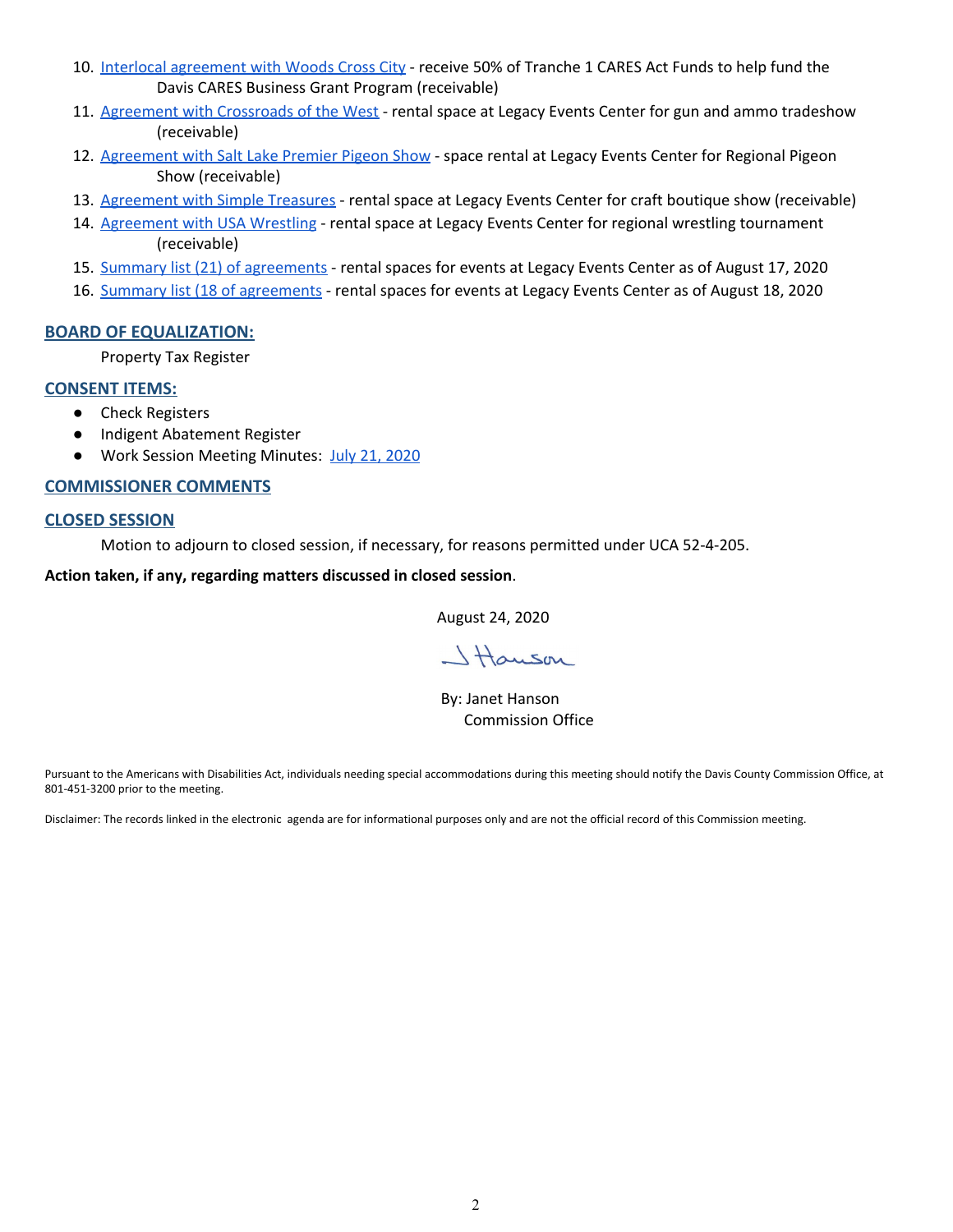10. Interlocal agreement with Woods Cross City - receive 50% of Tranche 1 CARES Act Funds to help fund the Davis CARES Business Grant Program (receivable)
11. Agreement with Crossroads of the West - rental space at Legacy Events Center for gun and ammo tradeshow (receivable)
12. Agreement with Salt Lake Premier Pigeon Show - space rental at Legacy Events Center for Regional Pigeon Show (receivable)
13. Agreement with Simple Treasures - rental space at Legacy Events Center for craft boutique show (receivable)
14. Agreement with USA Wrestling - rental space at Legacy Events Center for regional wrestling tournament (receivable)
15. Summary list (21) of agreements - rental spaces for events at Legacy Events Center as of August 17, 2020
16. Summary list (18 of agreements - rental spaces for events at Legacy Events Center as of August 18, 2020

## BOARD OF EQUALIZATION:

Property Tax Register

## CONSENT ITEMS:

- Check Registers
- Indigent Abatement Register
- Work Session Meeting Minutes: July 21, 2020

## COMMISSIONER COMMENTS

## CLOSED SESSION

Motion to adjourn to closed session, if necessary, for reasons permitted under UCA 52-4-205.

**Action taken, if any, regarding matters discussed in closed session**.

August 24, 2020

J Hanson

By: Janet Hanson
Commission Office

Pursuant to the Americans with Disabilities Act, individuals needing special accommodations during this meeting should notify the Davis County Commission Office, at 801-451-3200 prior to the meeting.

Disclaimer: The records linked in the electronic agenda are for informational purposes only and are not the official record of this Commission meeting.